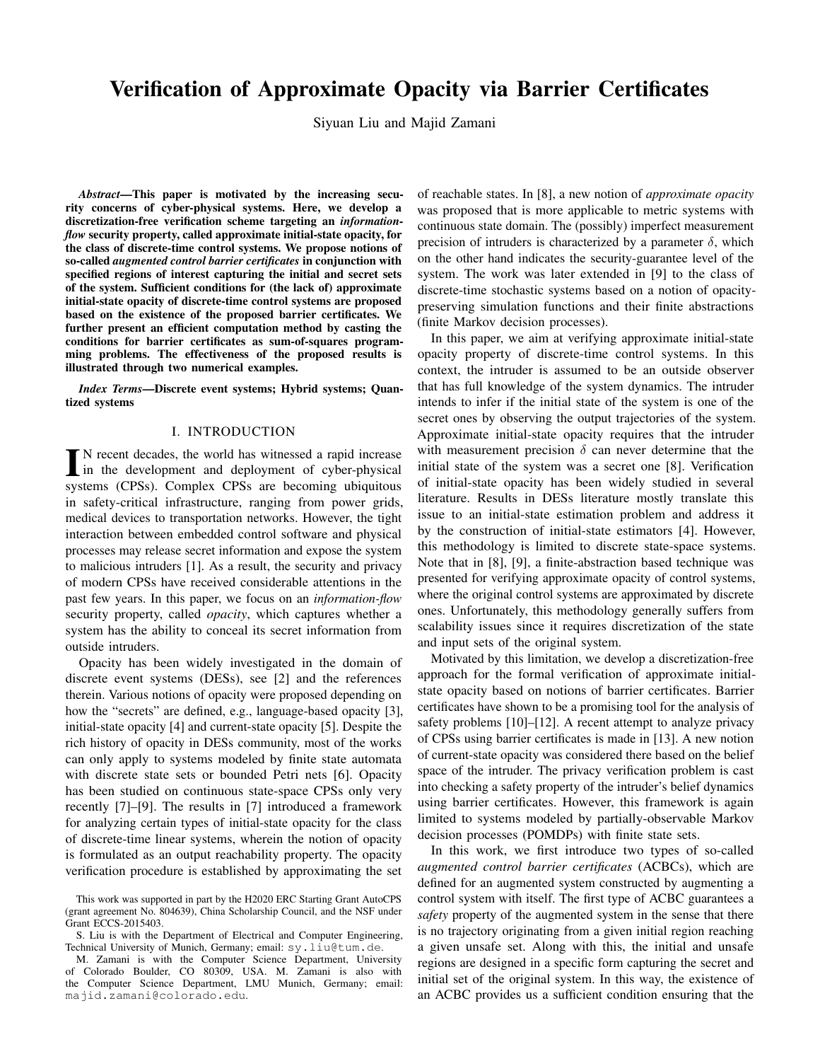# Verification of Approximate Opacity via Barrier Certificates

Siyuan Liu and Majid Zamani

***Abstract*—This paper is motivated by the increasing security concerns of cyber-physical systems. Here, we develop a discretization-free verification scheme targeting an *information-flow* security property, called approximate initial-state opacity, for the class of discrete-time control systems. We propose notions of so-called *augmented control barrier certificates* in conjunction with specified regions of interest capturing the initial and secret sets of the system. Sufficient conditions for (the lack of) approximate initial-state opacity of discrete-time control systems are proposed based on the existence of the proposed barrier certificates. We further present an efficient computation method by casting the conditions for barrier certificates as sum-of-squares programming problems. The effectiveness of the proposed results is illustrated through two numerical examples.**

***Index Terms*—Discrete event systems; Hybrid systems; Quantized systems**

## I. INTRODUCTION

In recent decades, the world has witnessed a rapid increase in the development and deployment of cyber-physical systems (CPSs). Complex CPSs are becoming ubiquitous in safety-critical infrastructure, ranging from power grids, medical devices to transportation networks. However, the tight interaction between embedded control software and physical processes may release secret information and expose the system to malicious intruders [1]. As a result, the security and privacy of modern CPSs have received considerable attentions in the past few years. In this paper, we focus on an *information-flow* security property, called *opacity*, which captures whether a system has the ability to conceal its secret information from outside intruders.

Opacity has been widely investigated in the domain of discrete event systems (DESs), see [2] and the references therein. Various notions of opacity were proposed depending on how the "secrets" are defined, e.g., language-based opacity [3], initial-state opacity [4] and current-state opacity [5]. Despite the rich history of opacity in DESs community, most of the works can only apply to systems modeled by finite state automata with discrete state sets or bounded Petri nets [6]. Opacity has been studied on continuous state-space CPSs only very recently [7]–[9]. The results in [7] introduced a framework for analyzing certain types of initial-state opacity for the class of discrete-time linear systems, wherein the notion of opacity is formulated as an output reachability property. The opacity verification procedure is established by approximating the set of reachable states. In [8], a new notion of *approximate opacity* was proposed that is more applicable to metric systems with continuous state domain. The (possibly) imperfect measurement precision of intruders is characterized by a parameter $\delta$, which on the other hand indicates the security-guarantee level of the system. The work was later extended in [9] to the class of discrete-time stochastic systems based on a notion of opacity-preserving simulation functions and their finite abstractions (finite Markov decision processes).

In this paper, we aim at verifying approximate initial-state opacity property of discrete-time control systems. In this context, the intruder is assumed to be an outside observer that has full knowledge of the system dynamics. The intruder intends to infer if the initial state of the system is one of the secret ones by observing the output trajectories of the system. Approximate initial-state opacity requires that the intruder with measurement precision $\delta$ can never determine that the initial state of the system was a secret one [8]. Verification of initial-state opacity has been widely studied in several literature. Results in DESs literature mostly translate this issue to an initial-state estimation problem and address it by the construction of initial-state estimators [4]. However, this methodology is limited to discrete state-space systems. Note that in [8], [9], a finite-abstraction based technique was presented for verifying approximate opacity of control systems, where the original control systems are approximated by discrete ones. Unfortunately, this methodology generally suffers from scalability issues since it requires discretization of the state and input sets of the original system.

Motivated by this limitation, we develop a discretization-free approach for the formal verification of approximate initial-state opacity based on notions of barrier certificates. Barrier certificates have shown to be a promising tool for the analysis of safety problems [10]–[12]. A recent attempt to analyze privacy of CPSs using barrier certificates is made in [13]. A new notion of current-state opacity was considered there based on the belief space of the intruder. The privacy verification problem is cast into checking a safety property of the intruder's belief dynamics using barrier certificates. However, this framework is again limited to systems modeled by partially-observable Markov decision processes (POMDPs) with finite state sets.

In this work, we first introduce two types of so-called *augmented control barrier certificates* (ACBCs), which are defined for an augmented system constructed by augmenting a control system with itself. The first type of ACBC guarantees a *safety* property of the augmented system in the sense that there is no trajectory originating from a given initial region reaching a given unsafe set. Along with this, the initial and unsafe regions are designed in a specific form capturing the secret and initial set of the original system. In this way, the existence of an ACBC provides us a sufficient condition ensuring that the

This work was supported in part by the H2020 ERC Starting Grant AutoCPS (grant agreement No. 804639), China Scholarship Council, and the NSF under Grant ECCS-2015403.

S. Liu is with the Department of Electrical and Computer Engineering, Technical University of Munich, Germany; email: sy.liu@tum.de.

M. Zamani is with the Computer Science Department, University of Colorado Boulder, CO 80309, USA. M. Zamani is also with the Computer Science Department, LMU Munich, Germany; email: majid.zamani@colorado.edu.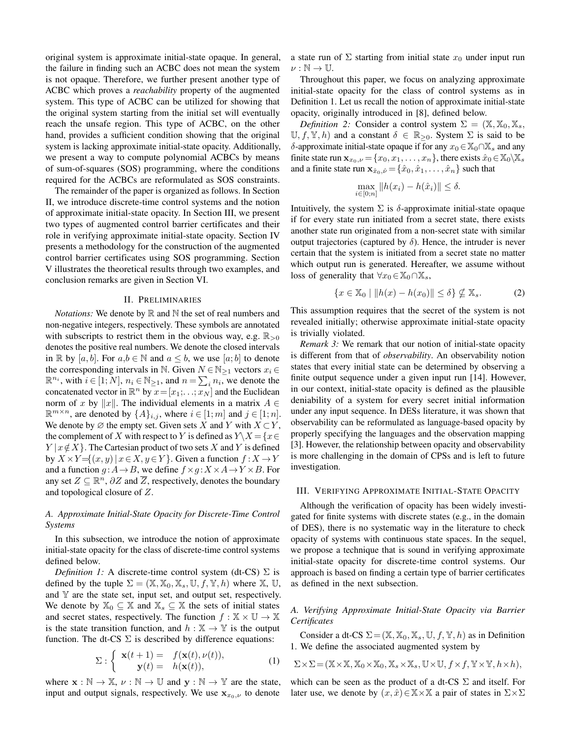original system is approximate initial-state opaque. In general, the failure in finding such an ACBC does not mean the system is not opaque. Therefore, we further present another type of ACBC which proves a *reachability* property of the augmented system. This type of ACBC can be utilized for showing that the original system starting from the initial set will eventually reach the unsafe region. This type of ACBC, on the other hand, provides a sufficient condition showing that the original system is lacking approximate initial-state opacity. Additionally, we present a way to compute polynomial ACBCs by means of sum-of-squares (SOS) programming, where the conditions required for the ACBCs are reformulated as SOS constraints.

The remainder of the paper is organized as follows. In Section II, we introduce discrete-time control systems and the notion of approximate initial-state opacity. In Section III, we present two types of augmented control barrier certificates and their role in verifying approximate initial-state opacity. Section IV presents a methodology for the construction of the augmented control barrier certificates using SOS programming. Section V illustrates the theoretical results through two examples, and conclusion remarks are given in Section VI.

## II. Preliminaries

*Notations:* We denote by $\mathbb{R}$ and $\mathbb{N}$ the set of real numbers and non-negative integers, respectively. These symbols are annotated with subscripts to restrict them in the obvious way, e.g. $\mathbb{R}_{>0}$ denotes the positive real numbers. We denote the closed intervals in $\mathbb{R}$ by $[a, b]$. For $a,b \in \mathbb{N}$ and $a \leq b$, we use $[a; b]$ to denote the corresponding intervals in $\mathbb{N}$. Given $N \in \mathbb{N}_{\geq 1}$ vectors $x_i \in \mathbb{R}^{n_i}$, with $i \in [1; N]$, $n_i \in \mathbb{N}_{\geq 1}$, and $n = \sum_i n_i$, we denote the concatenated vector in $\mathbb{R}^n$ by $x = [x_1; \ldots; x_N]$ and the Euclidean norm of $x$ by $\|x\|$. The individual elements in a matrix $A \in \mathbb{R}^{m \times n}$, are denoted by $\{A\}_{i,j}$, where $i \in [1; m]$ and $j \in [1; n]$. We denote by $\varnothing$ the empty set. Given sets $X$ and $Y$ with $X \subset Y$, the complement of $X$ with respect to $Y$ is defined as $Y \backslash X = \{x \in Y \mid x \notin X\}$. The Cartesian product of two sets $X$ and $Y$ is defined by $X \times Y = \{(x, y) \mid x \in X, y \in Y\}$. Given a function $f : X \to Y$ and a function $g : A \to B$, we define $f \times g : X \times A \to Y \times B$. For any set $Z \subseteq \mathbb{R}^n$, $\partial Z$ and $\overline{Z}$, respectively, denotes the boundary and topological closure of $Z$.

### A. Approximate Initial-State Opacity for Discrete-Time Control Systems

In this subsection, we introduce the notion of approximate initial-state opacity for the class of discrete-time control systems defined below.

*Definition 1:* A discrete-time control system (dt-CS) $\Sigma$ is defined by the tuple $\Sigma = (\mathbb{X}, \mathbb{X}_0, \mathbb{X}_s, \mathbb{U}, f, \mathbb{Y}, h)$ where $\mathbb{X}$, $\mathbb{U}$, and $\mathbb{Y}$ are the state set, input set, and output set, respectively. We denote by $\mathbb{X}_0 \subseteq \mathbb{X}$ and $\mathbb{X}_s \subseteq \mathbb{X}$ the sets of initial states and secret states, respectively. The function $f : \mathbb{X} \times \mathbb{U} \to \mathbb{X}$ is the state transition function, and $h : \mathbb{X} \to \mathbb{Y}$ is the output function. The dt-CS $\Sigma$ is described by difference equations:

$$\Sigma : \begin{cases} \mathbf{x}(t+1) = & f(\mathbf{x}(t), \nu(t)), \\ \mathbf{y}(t) = & h(\mathbf{x}(t)), \end{cases} \tag{1}$$

where $\mathbf{x} : \mathbb{N} \to \mathbb{X}$, $\nu : \mathbb{N} \to \mathbb{U}$ and $\mathbf{y} : \mathbb{N} \to \mathbb{Y}$ are the state, input and output signals, respectively. We use $\mathbf{x}_{x_0,\nu}$ to denote a state run of $\Sigma$ starting from initial state $x_0$ under input run $\nu : \mathbb{N} \to \mathbb{U}$.

Throughout this paper, we focus on analyzing approximate initial-state opacity for the class of control systems as in Definition 1. Let us recall the notion of approximate initial-state opacity, originally introduced in [8], defined below.

*Definition 2:* Consider a control system $\Sigma = (\mathbb{X}, \mathbb{X}_0, \mathbb{X}_s, \mathbb{U}, f, \mathbb{Y}, h)$ and a constant $\delta \in \mathbb{R}_{\geq 0}$. System $\Sigma$ is said to be $\delta$-approximate initial-state opaque if for any $x_0 \in \mathbb{X}_0 \cap \mathbb{X}_s$ and any finite state run $\mathbf{x}_{x_0,\nu} = \{x_0, x_1, \ldots, x_n\}$, there exists $\hat{x}_0 \in \mathbb{X}_0 \backslash \mathbb{X}_s$ and a finite state run $\mathbf{x}_{\hat{x}_0,\hat{\nu}} = \{\hat{x}_0, \hat{x}_1, \ldots, \hat{x}_n\}$ such that

$$\max_{i \in [0;n]} \|h(x_i) - h(\hat{x}_i)\| \leq \delta.$$

Intuitively, the system $\Sigma$ is $\delta$-approximate initial-state opaque if for every state run initiated from a secret state, there exists another state run originated from a non-secret state with similar output trajectories (captured by $\delta$). Hence, the intruder is never certain that the system is initiated from a secret state no matter which output run is generated. Hereafter, we assume without loss of generality that $\forall x_0 \in \mathbb{X}_0 \cap \mathbb{X}_s$,

$$\{x \in \mathbb{X}_0 \mid \|h(x) - h(x_0)\| \leq \delta\} \nsubseteq \mathbb{X}_s. \tag{2}$$

This assumption requires that the secret of the system is not revealed initially; otherwise approximate initial-state opacity is trivially violated.

*Remark 3:* We remark that our notion of initial-state opacity is different from that of *observability*. An observability notion states that every initial state can be determined by observing a finite output sequence under a given input run [14]. However, in our context, initial-state opacity is defined as the plausible deniability of a system for every secret initial information under any input sequence. In DESs literature, it was shown that observability can be reformulated as language-based opacity by properly specifying the languages and the observation mapping [3]. However, the relationship between opacity and observability is more challenging in the domain of CPSs and is left to future investigation.

## III. Verifying Approximate Initial-State Opacity

Although the verification of opacity has been widely investigated for finite systems with discrete states (e.g., in the domain of DES), there is no systematic way in the literature to check opacity of systems with continuous state spaces. In the sequel, we propose a technique that is sound in verifying approximate initial-state opacity for discrete-time control systems. Our approach is based on finding a certain type of barrier certificates as defined in the next subsection.

### A. Verifying Approximate Initial-State Opacity via Barrier Certificates

Consider a dt-CS $\Sigma = (\mathbb{X}, \mathbb{X}_0, \mathbb{X}_s, \mathbb{U}, f, \mathbb{Y}, h)$ as in Definition 1. We define the associated augmented system by

$$\Sigma \times \Sigma = (\mathbb{X} \times \mathbb{X}, \mathbb{X}_0 \times \mathbb{X}_0, \mathbb{X}_s \times \mathbb{X}_s, \mathbb{U} \times \mathbb{U}, f \times f, \mathbb{Y} \times \mathbb{Y}, h \times h),$$

which can be seen as the product of a dt-CS $\Sigma$ and itself. For later use, we denote by $(x, \hat{x}) \in \mathbb{X} \times \mathbb{X}$ a pair of states in $\Sigma \times \Sigma$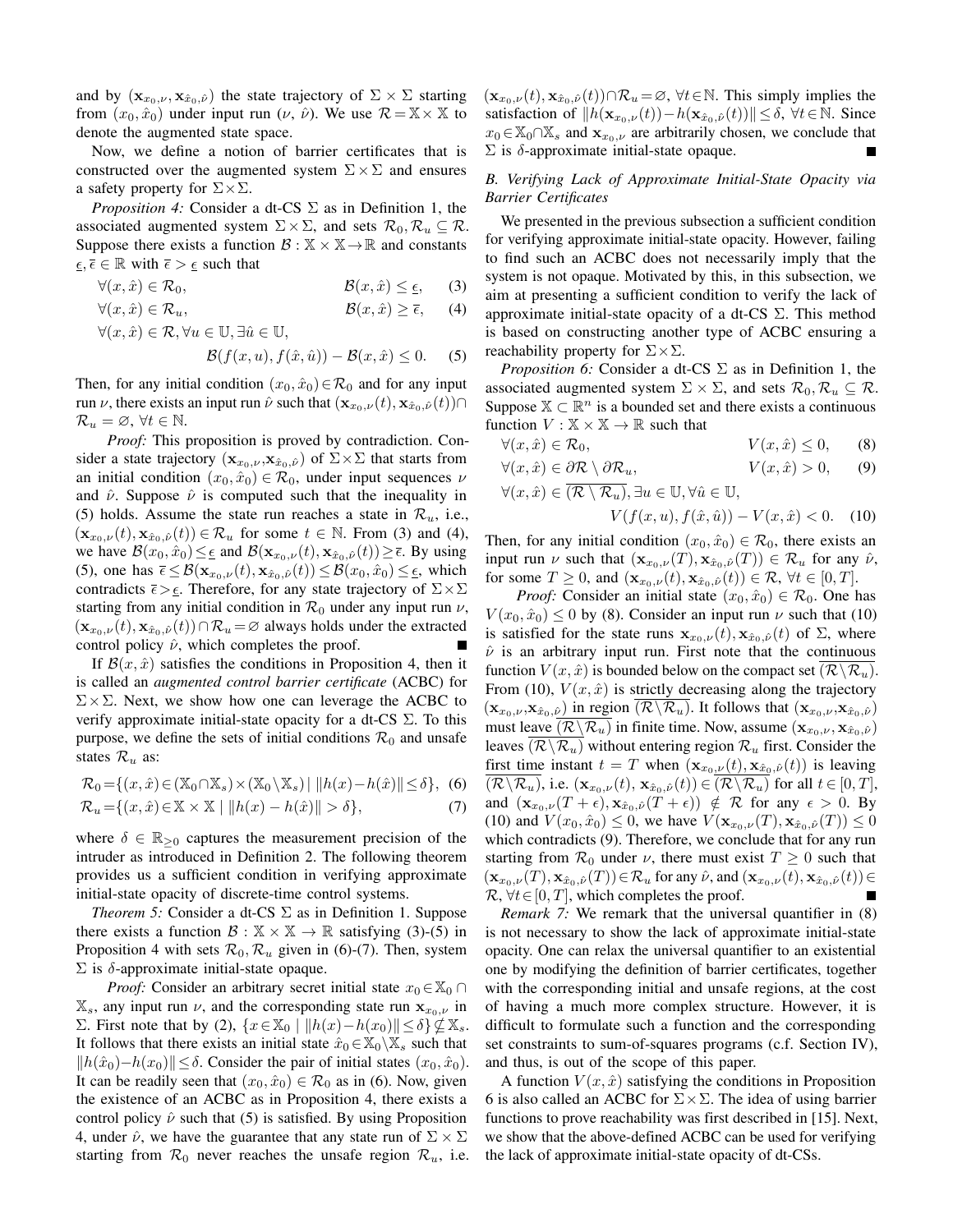and by $(\mathbf{x}_{x_0,\nu}, \mathbf{x}_{\hat{x}_0,\hat{\nu}})$ the state trajectory of $\Sigma \times \Sigma$ starting from $(x_0, \hat{x}_0)$ under input run $(\nu,\, \hat{\nu})$. We use $\mathcal{R} = \mathbb{X} \times \mathbb{X}$ to denote the augmented state space.

Now, we define a notion of barrier certificates that is constructed over the augmented system $\Sigma \times \Sigma$ and ensures a safety property for $\Sigma \times \Sigma$.

*Proposition 4:* Consider a dt-CS $\Sigma$ as in Definition 1, the associated augmented system $\Sigma \times \Sigma$, and sets $\mathcal{R}_0, \mathcal{R}_u \subseteq \mathcal{R}$. Suppose there exists a function $\mathcal{B} : \mathbb{X} \times \mathbb{X} \to \mathbb{R}$ and constants $\underline{\epsilon}, \overline{\epsilon} \in \mathbb{R}$ with $\overline{\epsilon} > \underline{\epsilon}$ such that

$$\forall (x, \hat{x}) \in \mathcal{R}_0, \qquad \mathcal{B}(x, \hat{x}) \leq \underline{\epsilon}, \tag{3}$$

$$\forall (x, \hat{x}) \in \mathcal{R}_u, \qquad \mathcal{B}(x, \hat{x}) \geq \overline{\epsilon}, \tag{4}$$

$$\forall (x, \hat{x}) \in \mathcal{R}, \forall u \in \mathbb{U}, \exists \hat{u} \in \mathbb{U},$$
$$\mathcal{B}(f(x, u), f(\hat{x}, \hat{u})) - \mathcal{B}(x, \hat{x}) \leq 0. \tag{5}$$

Then, for any initial condition $(x_0, \hat{x}_0) \in \mathcal{R}_0$ and for any input run $\nu$, there exists an input run $\hat{\nu}$ such that $(\mathbf{x}_{x_0,\nu}(t), \mathbf{x}_{\hat{x}_0,\hat{\nu}}(t)) \cap \mathcal{R}_u = \varnothing$, $\forall t \in \mathbb{N}$.

*Proof:* This proposition is proved by contradiction. Consider a state trajectory $(\mathbf{x}_{x_0,\nu}, \mathbf{x}_{\hat{x}_0,\hat{\nu}})$ of $\Sigma \times \Sigma$ that starts from an initial condition $(x_0, \hat{x}_0) \in \mathcal{R}_0$, under input sequences $\nu$ and $\hat{\nu}$. Suppose $\hat{\nu}$ is computed such that the inequality in (5) holds. Assume the state run reaches a state in $\mathcal{R}_u$, i.e., $(\mathbf{x}_{x_0,\nu}(t), \mathbf{x}_{\hat{x}_0,\hat{\nu}}(t)) \in \mathcal{R}_u$ for some $t \in \mathbb{N}$. From (3) and (4), we have $\mathcal{B}(x_0, \hat{x}_0) \leq \underline{\epsilon}$ and $\mathcal{B}(\mathbf{x}_{x_0,\nu}(t), \mathbf{x}_{\hat{x}_0,\hat{\nu}}(t)) \geq \overline{\epsilon}$. By using (5), one has $\overline{\epsilon} \leq \mathcal{B}(\mathbf{x}_{x_0,\nu}(t), \mathbf{x}_{\hat{x}_0,\hat{\nu}}(t)) \leq \mathcal{B}(x_0, \hat{x}_0) \leq \underline{\epsilon}$, which contradicts $\overline{\epsilon} > \underline{\epsilon}$. Therefore, for any state trajectory of $\Sigma \times \Sigma$ starting from any initial condition in $\mathcal{R}_0$ under any input run $\nu$, $(\mathbf{x}_{x_0,\nu}(t), \mathbf{x}_{\hat{x}_0,\hat{\nu}}(t)) \cap \mathcal{R}_u = \varnothing$ always holds under the extracted control policy $\hat{\nu}$, which completes the proof. ∎

If $\mathcal{B}(x, \hat{x})$ satisfies the conditions in Proposition 4, then it is called an *augmented control barrier certificate* (ACBC) for $\Sigma \times \Sigma$. Next, we show how one can leverage the ACBC to verify approximate initial-state opacity for a dt-CS $\Sigma$. To this purpose, we define the sets of initial conditions $\mathcal{R}_0$ and unsafe states $\mathcal{R}_u$ as:

$$\mathcal{R}_0 = \{(x, \hat{x}) \in (\mathbb{X}_0 \cap \mathbb{X}_s) \times (\mathbb{X}_0 \setminus \mathbb{X}_s) \mid \|h(x) - h(\hat{x})\| \leq \delta\}, \tag{6}$$

$$\mathcal{R}_u = \{(x, \hat{x}) \in \mathbb{X} \times \mathbb{X} \mid \|h(x) - h(\hat{x})\| > \delta\}, \tag{7}$$

where $\delta \in \mathbb{R}_{\geq 0}$ captures the measurement precision of the intruder as introduced in Definition 2. The following theorem provides us a sufficient condition in verifying approximate initial-state opacity of discrete-time control systems.

*Theorem 5:* Consider a dt-CS $\Sigma$ as in Definition 1. Suppose there exists a function $\mathcal{B} : \mathbb{X} \times \mathbb{X} \to \mathbb{R}$ satisfying (3)-(5) in Proposition 4 with sets $\mathcal{R}_0, \mathcal{R}_u$ given in (6)-(7). Then, system $\Sigma$ is $\delta$-approximate initial-state opaque.

*Proof:* Consider an arbitrary secret initial state $x_0 \in \mathbb{X}_0 \cap \mathbb{X}_s$, any input run $\nu$, and the corresponding state run $\mathbf{x}_{x_0,\nu}$ in $\Sigma$. First note that by (2), $\{x \in \mathbb{X}_0 \mid \|h(x) - h(x_0)\| \leq \delta\} \nsubseteq \mathbb{X}_s$. It follows that there exists an initial state $\hat{x}_0 \in \mathbb{X}_0 \setminus \mathbb{X}_s$ such that $\|h(\hat{x}_0) - h(x_0)\| \leq \delta$. Consider the pair of initial states $(x_0, \hat{x}_0)$. It can be readily seen that $(x_0, \hat{x}_0) \in \mathcal{R}_0$ as in (6). Now, given the existence of an ACBC as in Proposition 4, there exists a control policy $\hat{\nu}$ such that (5) is satisfied. By using Proposition 4, under $\hat{\nu}$, we have the guarantee that any state run of $\Sigma \times \Sigma$ starting from $\mathcal{R}_0$ never reaches the unsafe region $\mathcal{R}_u$, i.e. $(\mathbf{x}_{x_0,\nu}(t), \mathbf{x}_{\hat{x}_0,\hat{\nu}}(t)) \cap \mathcal{R}_u = \varnothing$, $\forall t \in \mathbb{N}$. This simply implies the satisfaction of $\|h(\mathbf{x}_{x_0,\nu}(t)) - h(\mathbf{x}_{\hat{x}_0,\hat{\nu}}(t))\| \leq \delta$, $\forall t \in \mathbb{N}$. Since $x_0 \in \mathbb{X}_0 \cap \mathbb{X}_s$ and $\mathbf{x}_{x_0,\nu}$ are arbitrarily chosen, we conclude that $\Sigma$ is $\delta$-approximate initial-state opaque. ∎

### B. Verifying Lack of Approximate Initial-State Opacity via Barrier Certificates

We presented in the previous subsection a sufficient condition for verifying approximate initial-state opacity. However, failing to find such an ACBC does not necessarily imply that the system is not opaque. Motivated by this, in this subsection, we aim at presenting a sufficient condition to verify the lack of approximate initial-state opacity of a dt-CS $\Sigma$. This method is based on constructing another type of ACBC ensuring a reachability property for $\Sigma \times \Sigma$.

*Proposition 6:* Consider a dt-CS $\Sigma$ as in Definition 1, the associated augmented system $\Sigma \times \Sigma$, and sets $\mathcal{R}_0, \mathcal{R}_u \subseteq \mathcal{R}$. Suppose $\mathbb{X} \subset \mathbb{R}^n$ is a bounded set and there exists a continuous function $V : \mathbb{X} \times \mathbb{X} \to \mathbb{R}$ such that

$$\forall (x, \hat{x}) \in \mathcal{R}_0, \qquad V(x, \hat{x}) \leq 0, \tag{8}$$

$$\forall (x, \hat{x}) \in \partial\mathcal{R} \setminus \partial\mathcal{R}_u, \qquad V(x, \hat{x}) > 0, \tag{9}$$

$$\forall (x, \hat{x}) \in \overline{(\mathcal{R} \setminus \mathcal{R}_u)}, \exists u \in \mathbb{U}, \forall \hat{u} \in \mathbb{U},$$
$$V(f(x, u), f(\hat{x}, \hat{u})) - V(x, \hat{x}) < 0. \tag{10}$$

Then, for any initial condition $(x_0, \hat{x}_0) \in \mathcal{R}_0$, there exists an input run $\nu$ such that $(\mathbf{x}_{x_0,\nu}(T), \mathbf{x}_{\hat{x}_0,\hat{\nu}}(T)) \in \mathcal{R}_u$ for any $\hat{\nu}$, for some $T \geq 0$, and $(\mathbf{x}_{x_0,\nu}(t), \mathbf{x}_{\hat{x}_0,\hat{\nu}}(t)) \in \mathcal{R}$, $\forall t \in [0, T]$.

*Proof:* Consider an initial state $(x_0, \hat{x}_0) \in \mathcal{R}_0$. One has $V(x_0, \hat{x}_0) \leq 0$ by (8). Consider an input run $\nu$ such that (10) is satisfied for the state runs $\mathbf{x}_{x_0,\nu}(t), \mathbf{x}_{\hat{x}_0,\hat{\nu}}(t)$ of $\Sigma$, where $\hat{\nu}$ is an arbitrary input run. First note that the continuous function $V(x, \hat{x})$ is bounded below on the compact set $\overline{(\mathcal{R} \setminus \mathcal{R}_u)}$. From (10), $V(x, \hat{x})$ is strictly decreasing along the trajectory $(\mathbf{x}_{x_0,\nu}, \mathbf{x}_{\hat{x}_0,\hat{\nu}})$ in region $\overline{(\mathcal{R} \setminus \mathcal{R}_u)}$. It follows that $(\mathbf{x}_{x_0,\nu}, \mathbf{x}_{\hat{x}_0,\hat{\nu}})$ must leave $\overline{(\mathcal{R} \setminus \mathcal{R}_u)}$ in finite time. Now, assume $(\mathbf{x}_{x_0,\nu}, \mathbf{x}_{\hat{x}_0,\hat{\nu}})$ leaves $\overline{(\mathcal{R} \setminus \mathcal{R}_u)}$ without entering region $\mathcal{R}_u$ first. Consider the first time instant $t = T$ when $(\mathbf{x}_{x_0,\nu}(t), \mathbf{x}_{\hat{x}_0,\hat{\nu}}(t))$ is leaving $\overline{(\mathcal{R} \setminus \mathcal{R}_u)}$, i.e. $(\mathbf{x}_{x_0,\nu}(t), \mathbf{x}_{\hat{x}_0,\hat{\nu}}(t)) \in \overline{(\mathcal{R} \setminus \mathcal{R}_u)}$ for all $t \in [0, T]$, and $(\mathbf{x}_{x_0,\nu}(T + \epsilon), \mathbf{x}_{\hat{x}_0,\hat{\nu}}(T + \epsilon)) \notin \mathcal{R}$ for any $\epsilon > 0$. By (10) and $V(x_0, \hat{x}_0) \leq 0$, we have $V(\mathbf{x}_{x_0,\nu}(T), \mathbf{x}_{\hat{x}_0,\hat{\nu}}(T)) \leq 0$ which contradicts (9). Therefore, we conclude that for any run starting from $\mathcal{R}_0$ under $\nu$, there must exist $T \geq 0$ such that $(\mathbf{x}_{x_0,\nu}(T), \mathbf{x}_{\hat{x}_0,\hat{\nu}}(T)) \in \mathcal{R}_u$ for any $\hat{\nu}$, and $(\mathbf{x}_{x_0,\nu}(t), \mathbf{x}_{\hat{x}_0,\hat{\nu}}(t)) \in \mathcal{R}$, $\forall t \in [0, T]$, which completes the proof. ∎

*Remark 7:* We remark that the universal quantifier in (8) is not necessary to show the lack of approximate initial-state opacity. One can relax the universal quantifier to an existential one by modifying the definition of barrier certificates, together with the corresponding initial and unsafe regions, at the cost of having a much more complex structure. However, it is difficult to formulate such a function and the corresponding set constraints to sum-of-squares programs (c.f. Section IV), and thus, is out of the scope of this paper.

A function $V(x, \hat{x})$ satisfying the conditions in Proposition 6 is also called an ACBC for $\Sigma \times \Sigma$. The idea of using barrier functions to prove reachability was first described in [15]. Next, we show that the above-defined ACBC can be used for verifying the lack of approximate initial-state opacity of dt-CSs.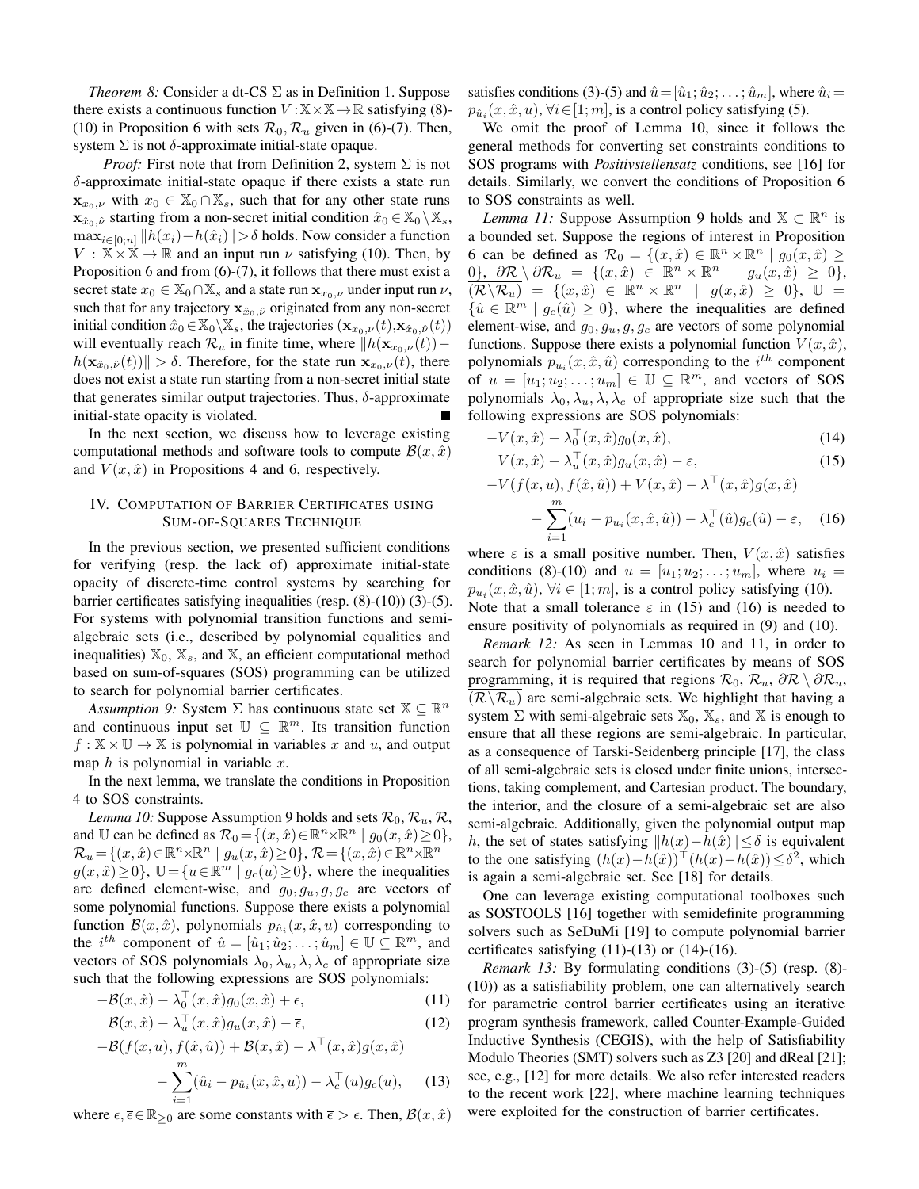*Theorem 8:* Consider a dt-CS $\Sigma$ as in Definition 1. Suppose there exists a continuous function $V:\mathbb{X}\times\mathbb{X}\to\mathbb{R}$ satisfying (8)-(10) in Proposition 6 with sets $\mathcal{R}_0, \mathcal{R}_u$ given in (6)-(7). Then, system $\Sigma$ is not $\delta$-approximate initial-state opaque.

*Proof:* First note that from Definition 2, system $\Sigma$ is not $\delta$-approximate initial-state opaque if there exists a state run $\mathbf{x}_{x_0,\nu}$ with $x_0 \in \mathbb{X}_0 \cap \mathbb{X}_s$, such that for any other state runs $\mathbf{x}_{\hat{x}_0,\hat{\nu}}$ starting from a non-secret initial condition $\hat{x}_0 \in \mathbb{X}_0 \setminus \mathbb{X}_s$, $\max_{i\in[0;n]} \|h(x_i)-h(\hat{x}_i)\| > \delta$ holds. Now consider a function $V : \mathbb{X}\times\mathbb{X} \to \mathbb{R}$ and an input run $\nu$ satisfying (10). Then, by Proposition 6 and from (6)-(7), it follows that there must exist a secret state $x_0 \in \mathbb{X}_0 \cap \mathbb{X}_s$ and a state run $\mathbf{x}_{x_0,\nu}$ under input run $\nu$, such that for any trajectory $\mathbf{x}_{\hat{x}_0,\hat{\nu}}$ originated from any non-secret initial condition $\hat{x}_0 \in \mathbb{X}_0 \setminus \mathbb{X}_s$, the trajectories $(\mathbf{x}_{x_0,\nu}(t), \mathbf{x}_{\hat{x}_0,\hat{\nu}}(t))$ will eventually reach $\mathcal{R}_u$ in finite time, where $\|h(\mathbf{x}_{x_0,\nu}(t)) - h(\mathbf{x}_{\hat{x}_0,\hat{\nu}}(t))\| > \delta$. Therefore, for the state run $\mathbf{x}_{x_0,\nu}(t)$, there does not exist a state run starting from a non-secret initial state that generates similar output trajectories. Thus, $\delta$-approximate initial-state opacity is violated. ■

In the next section, we discuss how to leverage existing computational methods and software tools to compute $\mathcal{B}(x,\hat{x})$ and $V(x,\hat{x})$ in Propositions 4 and 6, respectively.

## IV. Computation of Barrier Certificates using Sum-of-Squares Technique

In the previous section, we presented sufficient conditions for verifying (resp. the lack of) approximate initial-state opacity of discrete-time control systems by searching for barrier certificates satisfying inequalities (resp. (8)-(10)) (3)-(5). For systems with polynomial transition functions and semi-algebraic sets (i.e., described by polynomial equalities and inequalities) $\mathbb{X}_0$, $\mathbb{X}_s$, and $\mathbb{X}$, an efficient computational method based on sum-of-squares (SOS) programming can be utilized to search for polynomial barrier certificates.

*Assumption 9:* System $\Sigma$ has continuous state set $\mathbb{X} \subseteq \mathbb{R}^n$ and continuous input set $\mathbb{U} \subseteq \mathbb{R}^m$. Its transition function $f : \mathbb{X} \times \mathbb{U} \to \mathbb{X}$ is polynomial in variables $x$ and $u$, and output map $h$ is polynomial in variable $x$.

In the next lemma, we translate the conditions in Proposition 4 to SOS constraints.

*Lemma 10:* Suppose Assumption 9 holds and sets $\mathcal{R}_0, \mathcal{R}_u, \mathcal{R}$, and $\mathbb{U}$ can be defined as $\mathcal{R}_0 = \{(x,\hat{x}) \in \mathbb{R}^n\times\mathbb{R}^n \mid g_0(x,\hat{x}) \geq 0\}$, $\mathcal{R}_u = \{(x,\hat{x}) \in \mathbb{R}^n\times\mathbb{R}^n \mid g_u(x,\hat{x}) \geq 0\}$, $\mathcal{R} = \{(x,\hat{x}) \in \mathbb{R}^n\times\mathbb{R}^n \mid g(x,\hat{x}) \geq 0\}$, $\mathbb{U} = \{u \in \mathbb{R}^m \mid g_c(u) \geq 0\}$, where the inequalities are defined element-wise, and $g_0, g_u, g, g_c$ are vectors of some polynomial functions. Suppose there exists a polynomial function $\mathcal{B}(x,\hat{x})$, polynomials $p_{\hat{u}_i}(x,\hat{x},u)$ corresponding to the $i^{th}$ component of $\hat{u} = [\hat{u}_1;\hat{u}_2;\ldots;\hat{u}_m] \in \mathbb{U} \subseteq \mathbb{R}^m$, and vectors of SOS polynomials $\lambda_0, \lambda_u, \lambda, \lambda_c$ of appropriate size such that the following expressions are SOS polynomials:

$$-\mathcal{B}(x,\hat{x}) - \lambda_0^\top(x,\hat{x})g_0(x,\hat{x}) + \underline{\epsilon}, \tag{11}$$

$$\mathcal{B}(x,\hat{x}) - \lambda_u^\top(x,\hat{x})g_u(x,\hat{x}) - \overline{\epsilon}, \tag{12}$$

$$-\mathcal{B}(f(x,u),f(\hat{x},\hat{u})) + \mathcal{B}(x,\hat{x}) - \lambda^\top(x,\hat{x})g(x,\hat{x}) - \sum_{i=1}^{m}(\hat{u}_i - p_{\hat{u}_i}(x,\hat{x},u)) - \lambda_c^\top(u)g_c(u), \tag{13}$$

where $\underline{\epsilon}, \overline{\epsilon} \in \mathbb{R}_{\geq 0}$ are some constants with $\overline{\epsilon} > \underline{\epsilon}$. Then, $\mathcal{B}(x,\hat{x})$ satisfies conditions (3)-(5) and $\hat{u} = [\hat{u}_1;\hat{u}_2;\ldots;\hat{u}_m]$, where $\hat{u}_i = p_{\hat{u}_i}(x,\hat{x},u)$, $\forall i \in [1;m]$, is a control policy satisfying (5).

We omit the proof of Lemma 10, since it follows the general methods for converting set constraints conditions to SOS programs with *Positivstellensatz* conditions, see [16] for details. Similarly, we convert the conditions of Proposition 6 to SOS constraints as well.

*Lemma 11:* Suppose Assumption 9 holds and $\mathbb{X} \subset \mathbb{R}^n$ is a bounded set. Suppose the regions of interest in Proposition 6 can be defined as $\mathcal{R}_0 = \{(x,\hat{x}) \in \mathbb{R}^n \times \mathbb{R}^n \mid g_0(x,\hat{x}) \geq 0\}$, $\partial\mathcal{R} \setminus \partial\mathcal{R}_u = \{(x,\hat{x}) \in \mathbb{R}^n \times \mathbb{R}^n \mid g_u(x,\hat{x}) \geq 0\}$, $\overline{(\mathcal{R}\setminus\mathcal{R}_u)} = \{(x,\hat{x}) \in \mathbb{R}^n \times \mathbb{R}^n \mid g(x,\hat{x}) \geq 0\}$, $\mathbb{U} = \{\hat{u} \in \mathbb{R}^m \mid g_c(\hat{u}) \geq 0\}$, where the inequalities are defined element-wise, and $g_0, g_u, g, g_c$ are vectors of some polynomial functions. Suppose there exists a polynomial function $V(x,\hat{x})$, polynomials $p_{u_i}(x,\hat{x},\hat{u})$ corresponding to the $i^{th}$ component of $u = [u_1;u_2;\ldots;u_m] \in \mathbb{U} \subseteq \mathbb{R}^m$, and vectors of SOS polynomials $\lambda_0, \lambda_u, \lambda, \lambda_c$ of appropriate size such that the following expressions are SOS polynomials:

$$-V(x,\hat{x}) - \lambda_0^\top(x,\hat{x})g_0(x,\hat{x}), \tag{14}$$

$$V(x,\hat{x}) - \lambda_u^\top(x,\hat{x})g_u(x,\hat{x}) - \varepsilon, \tag{15}$$

$$-V(f(x,u),f(\hat{x},\hat{u})) + V(x,\hat{x}) - \lambda^\top(x,\hat{x})g(x,\hat{x}) - \sum_{i=1}^{m}(u_i - p_{u_i}(x,\hat{x},\hat{u})) - \lambda_c^\top(\hat{u})g_c(\hat{u}) - \varepsilon, \tag{16}$$

where $\varepsilon$ is a small positive number. Then, $V(x,\hat{x})$ satisfies conditions (8)-(10) and $u = [u_1;u_2;\ldots;u_m]$, where $u_i = p_{u_i}(x,\hat{x},\hat{u})$, $\forall i \in [1;m]$, is a control policy satisfying (10). Note that a small tolerance $\varepsilon$ in (15) and (16) is needed to ensure positivity of polynomials as required in (9) and (10).

*Remark 12:* As seen in Lemmas 10 and 11, in order to search for polynomial barrier certificates by means of SOS programming, it is required that regions $\mathcal{R}_0$, $\mathcal{R}_u$, $\partial\mathcal{R} \setminus \partial\mathcal{R}_u$, $\overline{(\mathcal{R}\setminus\mathcal{R}_u)}$ are semi-algebraic sets. We highlight that having a system $\Sigma$ with semi-algebraic sets $\mathbb{X}_0$, $\mathbb{X}_s$, and $\mathbb{X}$ is enough to ensure that all these regions are semi-algebraic. In particular, as a consequence of Tarski-Seidenberg principle [17], the class of all semi-algebraic sets is closed under finite unions, intersections, the interior, taking complement, and Cartesian product. The boundary, the interior, and the closure of a semi-algebraic set are also semi-algebraic. Additionally, given the polynomial output map $h$, the set of states satisfying $\|h(x)-h(\hat{x})\| \leq \delta$ is equivalent to the one satisfying $(h(x)-h(\hat{x}))^\top(h(x)-h(\hat{x})) \leq \delta^2$, which is again a semi-algebraic set. See [18] for details.

One can leverage existing computational toolboxes such as SOSTOOLS [16] together with semidefinite programming solvers such as SeDuMi [19] to compute polynomial barrier certificates satisfying (11)-(13) or (14)-(16).

*Remark 13:* By formulating conditions (3)-(5) (resp. (8)-(10)) as a satisfiability problem, one can alternatively search for parametric control barrier certificates using an iterative program synthesis framework, called Counter-Example-Guided Inductive Synthesis (CEGIS), with the help of Satisfiability Modulo Theories (SMT) solvers such as Z3 [20] and dReal [21]; see, e.g., [12] for more details. We also refer interested readers to the recent work [22], where machine learning techniques were exploited for the construction of barrier certificates.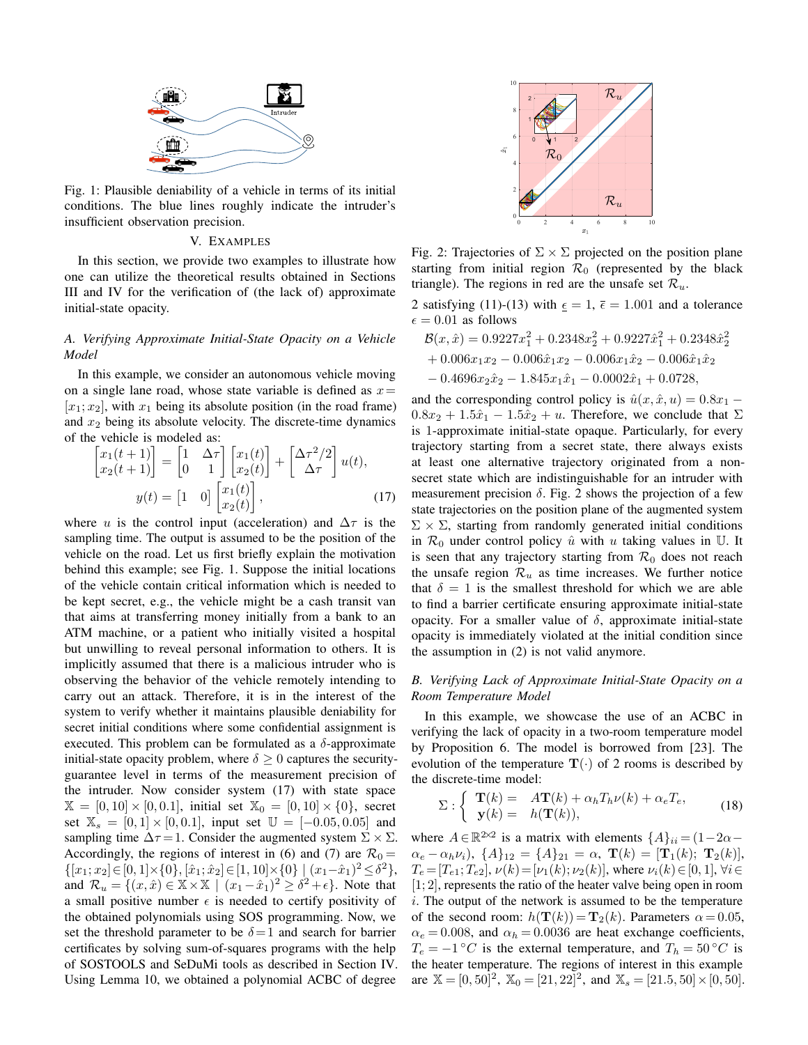Fig. 1: Plausible deniability of a vehicle in terms of its initial conditions. The blue lines roughly indicate the intruder's insufficient observation precision.

## V. Examples

In this section, we provide two examples to illustrate how one can utilize the theoretical results obtained in Sections III and IV for the verification of (the lack of) approximate initial-state opacity.

### A. Verifying Approximate Initial-State Opacity on a Vehicle Model

In this example, we consider an autonomous vehicle moving on a single lane road, whose state variable is defined as $x = [x_1; x_2]$, with $x_1$ being its absolute position (in the road frame) and $x_2$ being its absolute velocity. The discrete-time dynamics of the vehicle is modeled as:

$$\begin{bmatrix} x_1(t+1) \\ x_2(t+1) \end{bmatrix} = \begin{bmatrix} 1 & \Delta\tau \\ 0 & 1 \end{bmatrix} \begin{bmatrix} x_1(t) \\ x_2(t) \end{bmatrix} + \begin{bmatrix} \Delta\tau^2/2 \\ \Delta\tau \end{bmatrix} u(t),$$
$$y(t) = \begin{bmatrix} 1 & 0 \end{bmatrix} \begin{bmatrix} x_1(t) \\ x_2(t) \end{bmatrix}, \tag{17}$$

where $u$ is the control input (acceleration) and $\Delta\tau$ is the sampling time. The output is assumed to be the position of the vehicle on the road. Let us first briefly explain the motivation behind this example; see Fig. 1. Suppose the initial locations of the vehicle contain critical information which is needed to be kept secret, e.g., the vehicle might be a cash transit van that aims at transferring money initially from a bank to an ATM machine, or a patient who initially visited a hospital but unwilling to reveal personal information to others. It is implicitly assumed that there is a malicious intruder who is observing the behavior of the vehicle remotely intending to carry out an attack. Therefore, it is in the interest of the system to verify whether it maintains plausible deniability for secret initial conditions where some confidential assignment is executed. This problem can be formulated as a $\delta$-approximate initial-state opacity problem, where $\delta \geq 0$ captures the security-guarantee level in terms of the measurement precision of the intruder. Now consider system (17) with state space $\mathbb{X} = [0, 10] \times [0, 0.1]$, initial set $\mathbb{X}_0 = [0, 10] \times \{0\}$, secret set $\mathbb{X}_s = [0, 1] \times [0, 0.1]$, input set $\mathbb{U} = [-0.05, 0.05]$ and sampling time $\Delta\tau = 1$. Consider the augmented system $\Sigma \times \Sigma$. Accordingly, the regions of interest in (6) and (7) are $\mathcal{R}_0 = \{[x_1; x_2] \in [0, 1] \times \{0\}, [\hat{x}_1; \hat{x}_2] \in [1, 10] \times \{0\} \mid (x_1 - \hat{x}_1)^2 \leq \delta^2\}$, and $\mathcal{R}_u = \{(x, \hat{x}) \in \mathbb{X} \times \mathbb{X} \mid (x_1 - \hat{x}_1)^2 \geq \delta^2 + \epsilon\}$. Note that a small positive number $\epsilon$ is needed to certify positivity of the obtained polynomials using SOS programming. Now, we set the threshold parameter to be $\delta = 1$ and search for barrier certificates by solving sum-of-squares programs with the help of SOSTOOLS and SeDuMi tools as described in Section IV. Using Lemma 10, we obtained a polynomial ACBC of degree 2 satisfying (11)-(13) with $\underline{\epsilon} = 1$, $\overline{\epsilon} = 1.001$ and a tolerance $\epsilon = 0.01$ as follows

$$\begin{aligned} \mathcal{B}(x, \hat{x}) &= 0.9227x_1^2 + 0.2348x_2^2 + 0.9227\hat{x}_1^2 + 0.2348\hat{x}_2^2 \\ &+ 0.006x_1x_2 - 0.006\hat{x}_1x_2 - 0.006x_1\hat{x}_2 - 0.006\hat{x}_1\hat{x}_2 \\ &- 0.4696x_2\hat{x}_2 - 1.845x_1\hat{x}_1 - 0.0002\hat{x}_1 + 0.0728, \end{aligned}$$

and the corresponding control policy is $\hat{u}(x, \hat{x}, u) = 0.8x_1 - 0.8x_2 + 1.5\hat{x}_1 - 1.5\hat{x}_2 + u$. Therefore, we conclude that $\Sigma$ is 1-approximate initial-state opaque. Particularly, for every trajectory starting from a secret state, there always exists at least one alternative trajectory originated from a non-secret state which are indistinguishable for an intruder with measurement precision $\delta$. Fig. 2 shows the projection of a few state trajectories on the position plane of the augmented system $\Sigma \times \Sigma$, starting from randomly generated initial conditions in $\mathcal{R}_0$ under control policy $\hat{u}$ with $u$ taking values in $\mathbb{U}$. It is seen that any trajectory starting from $\mathcal{R}_0$ does not reach the unsafe region $\mathcal{R}_u$ as time increases. We further notice that $\delta = 1$ is the smallest threshold for which we are able to find a barrier certificate ensuring approximate initial-state opacity. For a smaller value of $\delta$, approximate initial-state opacity is immediately violated at the initial condition since the assumption in (2) is not valid anymore.

Fig. 2: Trajectories of $\Sigma \times \Sigma$ projected on the position plane starting from initial region $\mathcal{R}_0$ (represented by the black triangle). The regions in red are the unsafe set $\mathcal{R}_u$.

### B. Verifying Lack of Approximate Initial-State Opacity on a Room Temperature Model

In this example, we showcase the use of an ACBC in verifying the lack of opacity in a two-room temperature model by Proposition 6. The model is borrowed from [23]. The evolution of the temperature $\mathbf{T}(\cdot)$ of 2 rooms is described by the discrete-time model:

$$\Sigma : \begin{cases} \mathbf{T}(k) = & A\mathbf{T}(k) + \alpha_h T_h \nu(k) + \alpha_e T_e, \\ \mathbf{y}(k) = & h(\mathbf{T}(k)), \end{cases} \tag{18}$$

where $A \in \mathbb{R}^{2\times 2}$ is a matrix with elements $\{A\}_{ii} = (1 - 2\alpha - \alpha_e - \alpha_h \nu_i)$, $\{A\}_{12} = \{A\}_{21} = \alpha$, $\mathbf{T}(k) = [\mathbf{T}_1(k); \ \mathbf{T}_2(k)]$, $T_e = [T_{e1}; T_{e2}]$, $\nu(k) = [\nu_1(k); \nu_2(k)]$, where $\nu_i(k) \in [0, 1]$, $\forall i \in [1; 2]$, represents the ratio of the heater valve being open in room $i$. The output of the network is assumed to be the temperature of the second room: $h(\mathbf{T}(k)) = \mathbf{T}_2(k)$. Parameters $\alpha = 0.05$, $\alpha_e = 0.008$, and $\alpha_h = 0.0036$ are heat exchange coefficients, $T_e = -1\,^{\circ}C$ is the external temperature, and $T_h = 50\,^{\circ}C$ is the heater temperature. The regions of interest in this example are $\mathbb{X} = [0, 50]^2$, $\mathbb{X}_0 = [21, 22]^2$, and $\mathbb{X}_s = [21.5, 50] \times [0, 50]$.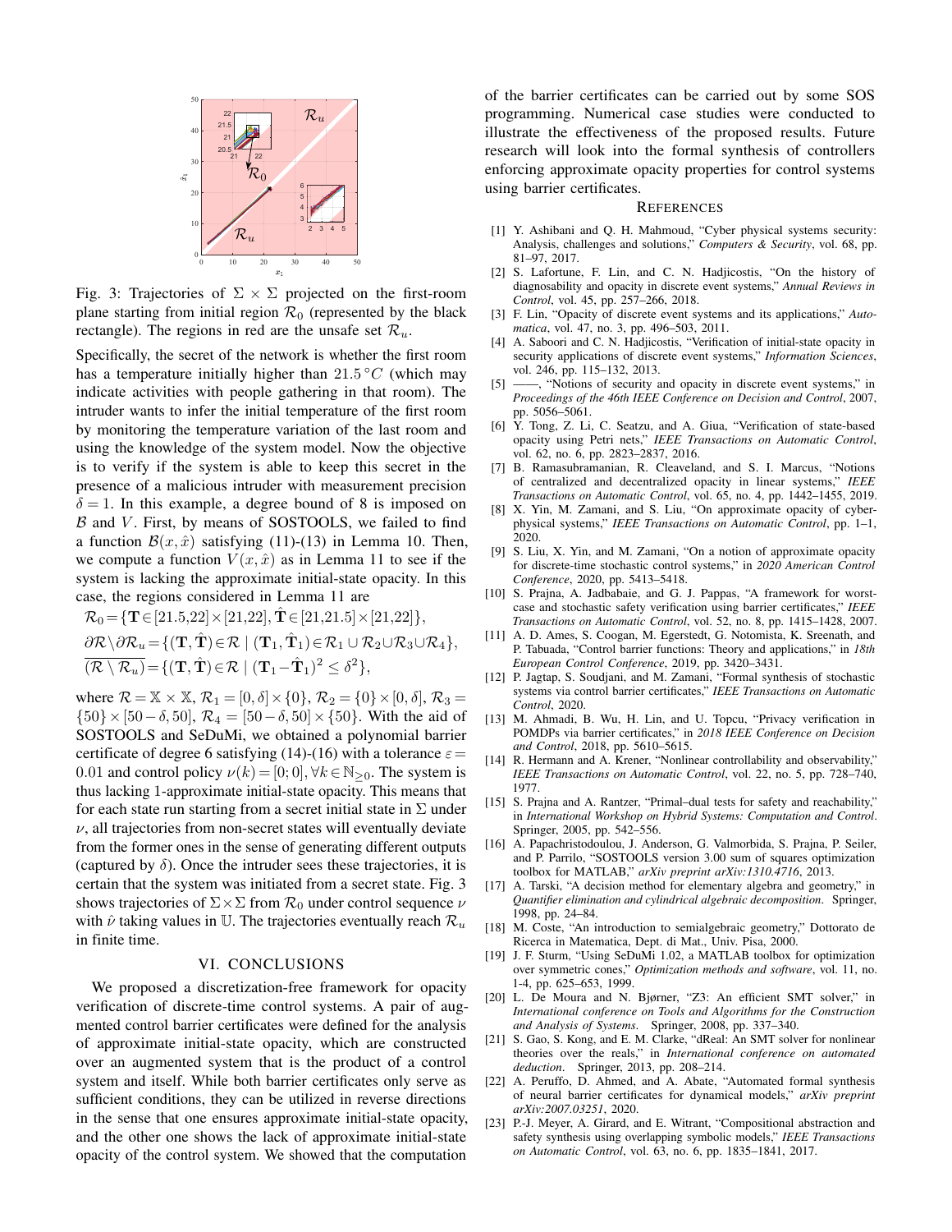50
40
30
20
10
0
0 10 20 30 40 50
$x_1$
$\hat{x}_1$
22
21.5
21
20.5
21 22
$\mathcal{R}_u$
$\mathcal{R}_0$
$\mathcal{R}_u$
6
5
4
3
2 3 4 5

Fig. 3: Trajectories of $\Sigma \times \Sigma$ projected on the first-room plane starting from initial region $\mathcal{R}_0$ (represented by the black rectangle). The regions in red are the unsafe set $\mathcal{R}_u$.

Specifically, the secret of the network is whether the first room has a temperature initially higher than $21.5\,^{\circ}C$ (which may indicate activities with people gathering in that room). The intruder wants to infer the initial temperature of the first room by monitoring the temperature variation of the last room and using the knowledge of the system model. Now the objective is to verify if the system is able to keep this secret in the presence of a malicious intruder with measurement precision $\delta = 1$. In this example, a degree bound of 8 is imposed on $\mathcal{B}$ and $V$. First, by means of SOSTOOLS, we failed to find a function $\mathcal{B}(x, \hat{x})$ satisfying (11)-(13) in Lemma 10. Then, we compute a function $V(x, \hat{x})$ as in Lemma 11 to see if the system is lacking the approximate initial-state opacity. In this case, the regions considered in Lemma 11 are

$$\mathcal{R}_0 = \{\mathbf{T} \in [21.5, 22] \times [21, 22], \hat{\mathbf{T}} \in [21, 21.5] \times [21, 22]\},$$

$$\partial\mathcal{R} \setminus \partial\mathcal{R}_u = \{(\mathbf{T}, \hat{\mathbf{T}}) \in \mathcal{R} \mid (\mathbf{T}_1, \hat{\mathbf{T}}_1) \in \mathcal{R}_1 \cup \mathcal{R}_2 \cup \mathcal{R}_3 \cup \mathcal{R}_4\},$$

$$\overline{(\mathcal{R} \setminus \mathcal{R}_u)} = \{(\mathbf{T}, \hat{\mathbf{T}}) \in \mathcal{R} \mid (\mathbf{T}_1 - \hat{\mathbf{T}}_1)^2 \leq \delta^2\},$$

where $\mathcal{R} = \mathbb{X} \times \mathbb{X}$, $\mathcal{R}_1 = [0, \delta] \times \{0\}$, $\mathcal{R}_2 = \{0\} \times [0, \delta]$, $\mathcal{R}_3 = \{50\} \times [50 - \delta, 50]$, $\mathcal{R}_4 = [50 - \delta, 50] \times \{50\}$. With the aid of SOSTOOLS and SeDuMi, we obtained a polynomial barrier certificate of degree 6 satisfying (14)-(16) with a tolerance $\varepsilon = 0.01$ and control policy $\nu(k) = [0; 0], \forall k \in \mathbb{N}_{\geq 0}$. The system is thus lacking 1-approximate initial-state opacity. This means that for each state run starting from a secret initial state in $\Sigma$ under $\nu$, all trajectories from non-secret states will eventually deviate from the former ones in the sense of generating different outputs (captured by $\delta$). Once the intruder sees these trajectories, it is certain that the system was initiated from a secret state. Fig. 3 shows trajectories of $\Sigma \times \Sigma$ from $\mathcal{R}_0$ under control sequence $\nu$ with $\hat{\nu}$ taking values in $\mathbb{U}$. The trajectories eventually reach $\mathcal{R}_u$ in finite time.

## VI. CONCLUSIONS

We proposed a discretization-free framework for opacity verification of discrete-time control systems. A pair of augmented control barrier certificates were defined for the analysis of approximate initial-state opacity, which are constructed over an augmented system that is the product of a control system and itself. While both barrier certificates only serve as sufficient conditions, they can be utilized in reverse directions in the sense that one ensures approximate initial-state opacity, and the other one shows the lack of approximate initial-state opacity of the control system. We showed that the computation of the barrier certificates can be carried out by some SOS programming. Numerical case studies were conducted to illustrate the effectiveness of the proposed results. Future research will look into the formal synthesis of controllers enforcing approximate opacity properties for control systems using barrier certificates.

## REFERENCES

[1] Y. Ashibani and Q. H. Mahmoud, "Cyber physical systems security: Analysis, challenges and solutions," *Computers & Security*, vol. 68, pp. 81–97, 2017.

[2] S. Lafortune, F. Lin, and C. N. Hadjicostis, "On the history of diagnosability and opacity in discrete event systems," *Annual Reviews in Control*, vol. 45, pp. 257–266, 2018.

[3] F. Lin, "Opacity of discrete event systems and its applications," *Automatica*, vol. 47, no. 3, pp. 496–503, 2011.

[4] A. Saboori and C. N. Hadjicostis, "Verification of initial-state opacity in security applications of discrete event systems," *Information Sciences*, vol. 246, pp. 115–132, 2013.

[5] ——, "Notions of security and opacity in discrete event systems," in *Proceedings of the 46th IEEE Conference on Decision and Control*, 2007, pp. 5056–5061.

[6] Y. Tong, Z. Li, C. Seatzu, and A. Giua, "Verification of state-based opacity using Petri nets," *IEEE Transactions on Automatic Control*, vol. 62, no. 6, pp. 2823–2837, 2016.

[7] B. Ramasubramanian, R. Cleaveland, and S. I. Marcus, "Notions of centralized and decentralized opacity in linear systems," *IEEE Transactions on Automatic Control*, vol. 65, no. 4, pp. 1442–1455, 2019.

[8] X. Yin, M. Zamani, and S. Liu, "On approximate opacity of cyber-physical systems," *IEEE Transactions on Automatic Control*, pp. 1–1, 2020.

[9] S. Liu, X. Yin, and M. Zamani, "On a notion of approximate opacity for discrete-time stochastic control systems," in *2020 American Control Conference*, 2020, pp. 5413–5418.

[10] S. Prajna, A. Jadbabaie, and G. J. Pappas, "A framework for worst-case and stochastic safety verification using barrier certificates," *IEEE Transactions on Automatic Control*, vol. 52, no. 8, pp. 1415–1428, 2007.

[11] A. D. Ames, S. Coogan, M. Egerstedt, G. Notomista, K. Sreenath, and P. Tabuada, "Control barrier functions: Theory and applications," in *18th European Control Conference*, 2019, pp. 3420–3431.

[12] P. Jagtap, S. Soudjani, and M. Zamani, "Formal synthesis of stochastic systems via control barrier certificates," *IEEE Transactions on Automatic Control*, 2020.

[13] M. Ahmadi, B. Wu, H. Lin, and U. Topcu, "Privacy verification in POMDPs via barrier certificates," in *2018 IEEE Conference on Decision and Control*, 2018, pp. 5610–5615.

[14] R. Hermann and A. Krener, "Nonlinear controllability and observability," *IEEE Transactions on Automatic Control*, vol. 22, no. 5, pp. 728–740, 1977.

[15] S. Prajna and A. Rantzer, "Primal–dual tests for safety and reachability," in *International Workshop on Hybrid Systems: Computation and Control*. Springer, 2005, pp. 542–556.

[16] A. Papachristodoulou, J. Anderson, G. Valmorbida, S. Prajna, P. Seiler, and P. Parrilo, "SOSTOOLS version 3.00 sum of squares optimization toolbox for MATLAB," *arXiv preprint arXiv:1310.4716*, 2013.

[17] A. Tarski, "A decision method for elementary algebra and geometry," in *Quantifier elimination and cylindrical algebraic decomposition*. Springer, 1998, pp. 24–84.

[18] M. Coste, "An introduction to semialgebraic geometry," Dottorato de Ricerca in Matematica, Dept. di Mat., Univ. Pisa, 2000.

[19] J. F. Sturm, "Using SeDuMi 1.02, a MATLAB toolbox for optimization over symmetric cones," *Optimization methods and software*, vol. 11, no. 1-4, pp. 625–653, 1999.

[20] L. De Moura and N. Bjørner, "Z3: An efficient SMT solver," in *International conference on Tools and Algorithms for the Construction and Analysis of Systems*. Springer, 2008, pp. 337–340.

[21] S. Gao, S. Kong, and E. M. Clarke, "dReal: An SMT solver for nonlinear theories over the reals," in *International conference on automated deduction*. Springer, 2013, pp. 208–214.

[22] A. Peruffo, D. Ahmed, and A. Abate, "Automated formal synthesis of neural barrier certificates for dynamical models," *arXiv preprint arXiv:2007.03251*, 2020.

[23] P.-J. Meyer, A. Girard, and E. Witrant, "Compositional abstraction and safety synthesis using overlapping symbolic models," *IEEE Transactions on Automatic Control*, vol. 63, no. 6, pp. 1835–1841, 2017.